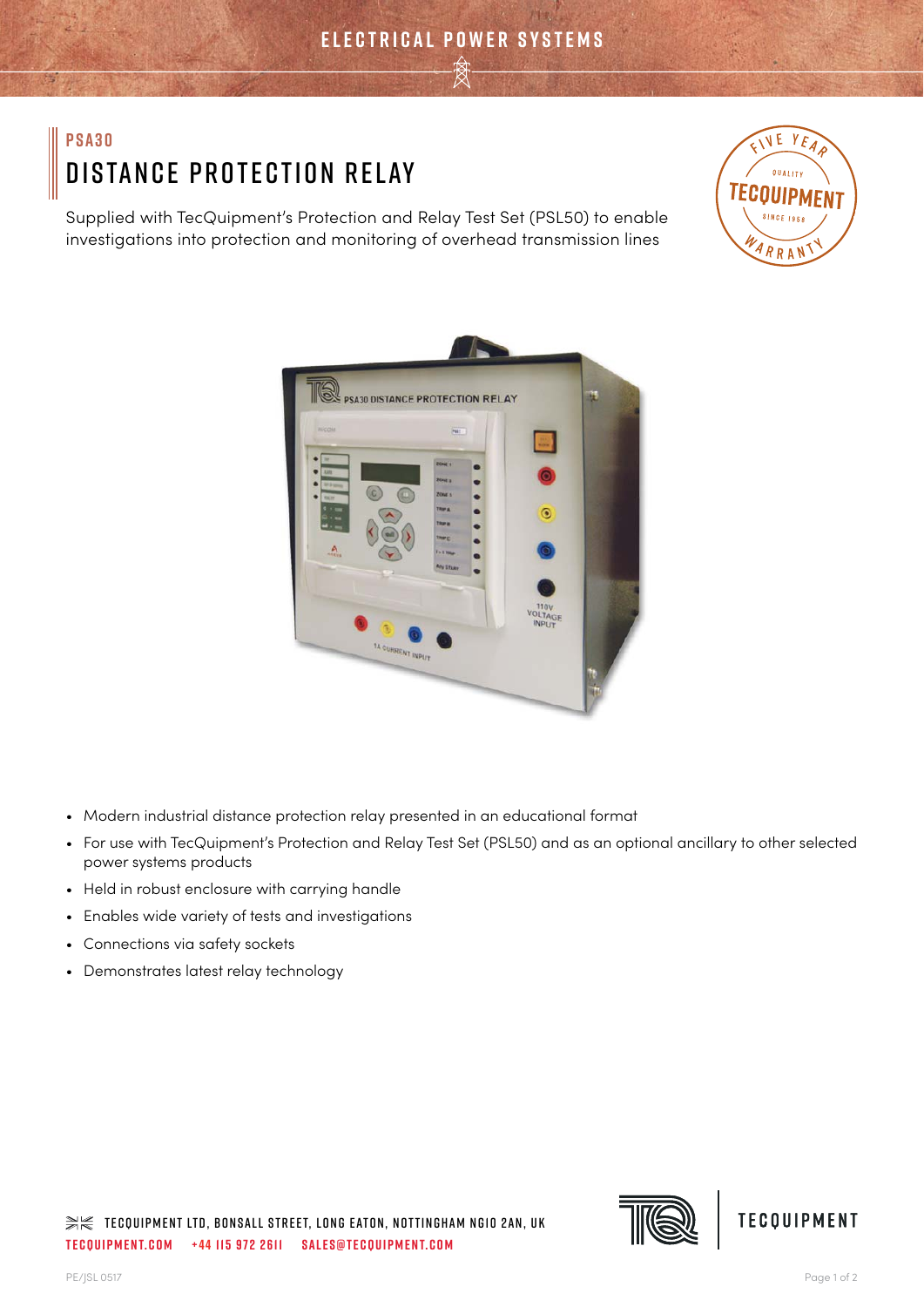ELECTRICAL POWER SYSTEMS

PSA30

# DISTANCE PROTECTION RELAY

Supplied with TecQuipment's Protection and Relay Test Set (PSL50) to enable investigations into protection and monitoring of overhead transmission lines

- Modern industrial distance protection relay presented in an educational format
- For use with TecQuipment's Protection and Relay Test Set (PSL50) and as an optional ancillary to other selected power systems products
- Held in robust enclosure with carrying handle
- Enables wide variety of tests and investigations
- Connections via safety sockets
- Demonstrates latest relay technology

TECQUIPMENT LTD, BONSALL STREET, LONG EATON, NOTTINGHAM NG10 2AN, UK
TECQUIPMENT.COM +44 115 972 2611 SALES@TECQUIPMENT.COM

PE/JSL 0517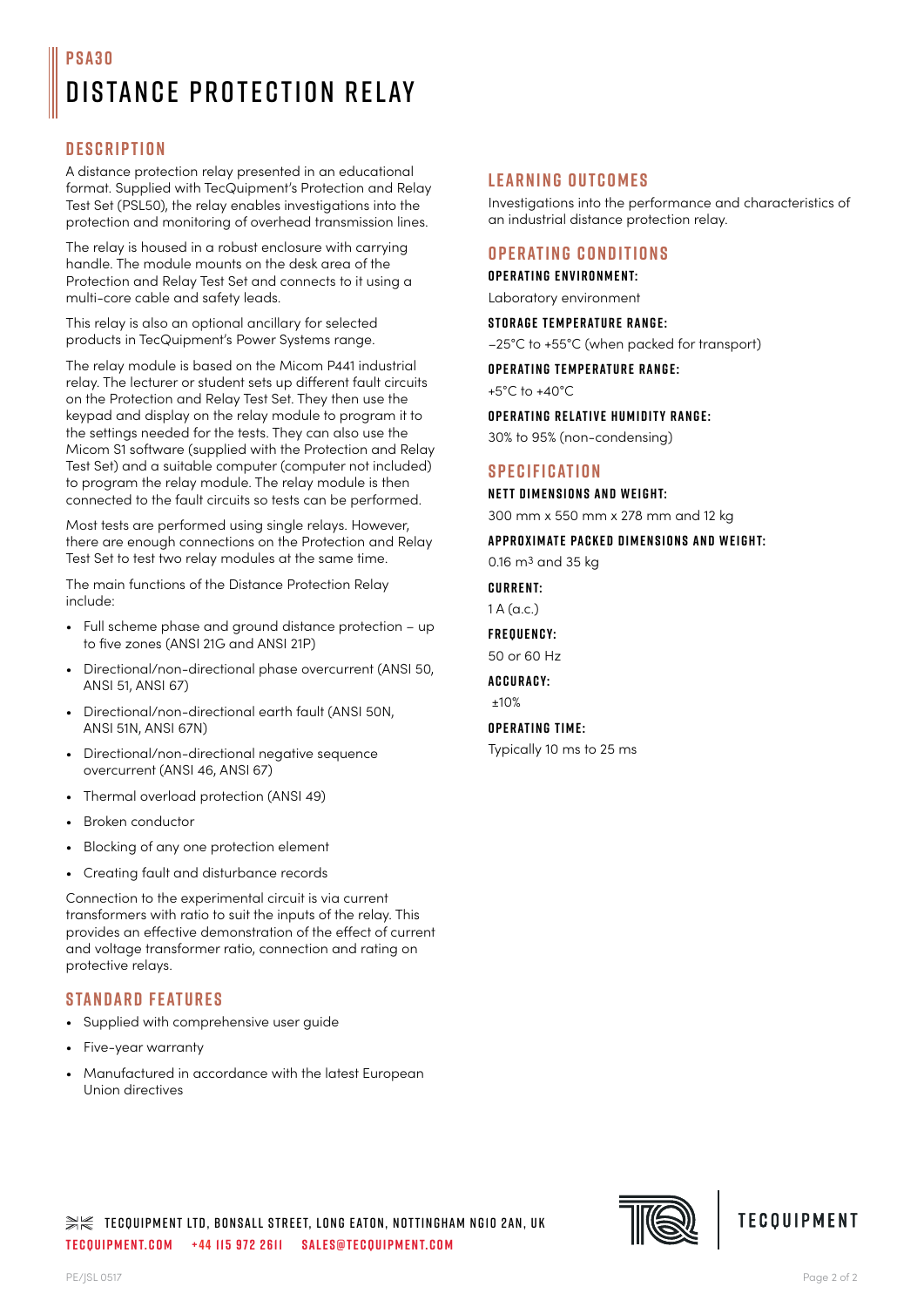# PSA30
# DISTANCE PROTECTION RELAY

## DESCRIPTION

A distance protection relay presented in an educational format. Supplied with TecQuipment's Protection and Relay Test Set (PSL50), the relay enables investigations into the protection and monitoring of overhead transmission lines.

The relay is housed in a robust enclosure with carrying handle. The module mounts on the desk area of the Protection and Relay Test Set and connects to it using a multi-core cable and safety leads.

This relay is also an optional ancillary for selected products in TecQuipment's Power Systems range.

The relay module is based on the Micom P441 industrial relay. The lecturer or student sets up different fault circuits on the Protection and Relay Test Set. They then use the keypad and display on the relay module to program it to the settings needed for the tests. They can also use the Micom S1 software (supplied with the Protection and Relay Test Set) and a suitable computer (computer not included) to program the relay module. The relay module is then connected to the fault circuits so tests can be performed.

Most tests are performed using single relays. However, there are enough connections on the Protection and Relay Test Set to test two relay modules at the same time.

The main functions of the Distance Protection Relay include:

- Full scheme phase and ground distance protection – up to five zones (ANSI 21G and ANSI 21P)
- Directional/non-directional phase overcurrent (ANSI 50, ANSI 51, ANSI 67)
- Directional/non-directional earth fault (ANSI 50N, ANSI 51N, ANSI 67N)
- Directional/non-directional negative sequence overcurrent (ANSI 46, ANSI 67)
- Thermal overload protection (ANSI 49)
- Broken conductor
- Blocking of any one protection element
- Creating fault and disturbance records

Connection to the experimental circuit is via current transformers with ratio to suit the inputs of the relay. This provides an effective demonstration of the effect of current and voltage transformer ratio, connection and rating on protective relays.

## STANDARD FEATURES

- Supplied with comprehensive user guide
- Five-year warranty
- Manufactured in accordance with the latest European Union directives

## LEARNING OUTCOMES

Investigations into the performance and characteristics of an industrial distance protection relay.

## OPERATING CONDITIONS

**OPERATING ENVIRONMENT:**

Laboratory environment

**STORAGE TEMPERATURE RANGE:**

–25°C to +55°C (when packed for transport)

**OPERATING TEMPERATURE RANGE:**

+5°C to +40°C

**OPERATING RELATIVE HUMIDITY RANGE:**

30% to 95% (non-condensing)

## SPECIFICATION

**NETT DIMENSIONS AND WEIGHT:**

300 mm x 550 mm x 278 mm and 12 kg

**APPROXIMATE PACKED DIMENSIONS AND WEIGHT:**

0.16 m$^3$ and 35 kg

**CURRENT:**

1 A (a.c.)

**FREQUENCY:**

50 or 60 Hz

**ACCURACY:**

±10%

**OPERATING TIME:**

Typically 10 ms to 25 ms

TECQUIPMENT LTD, BONSALL STREET, LONG EATON, NOTTINGHAM NG10 2AN, UK
TECQUIPMENT.COM +44 115 972 2611 SALES@TECQUIPMENT.COM

PE/JSL 0517